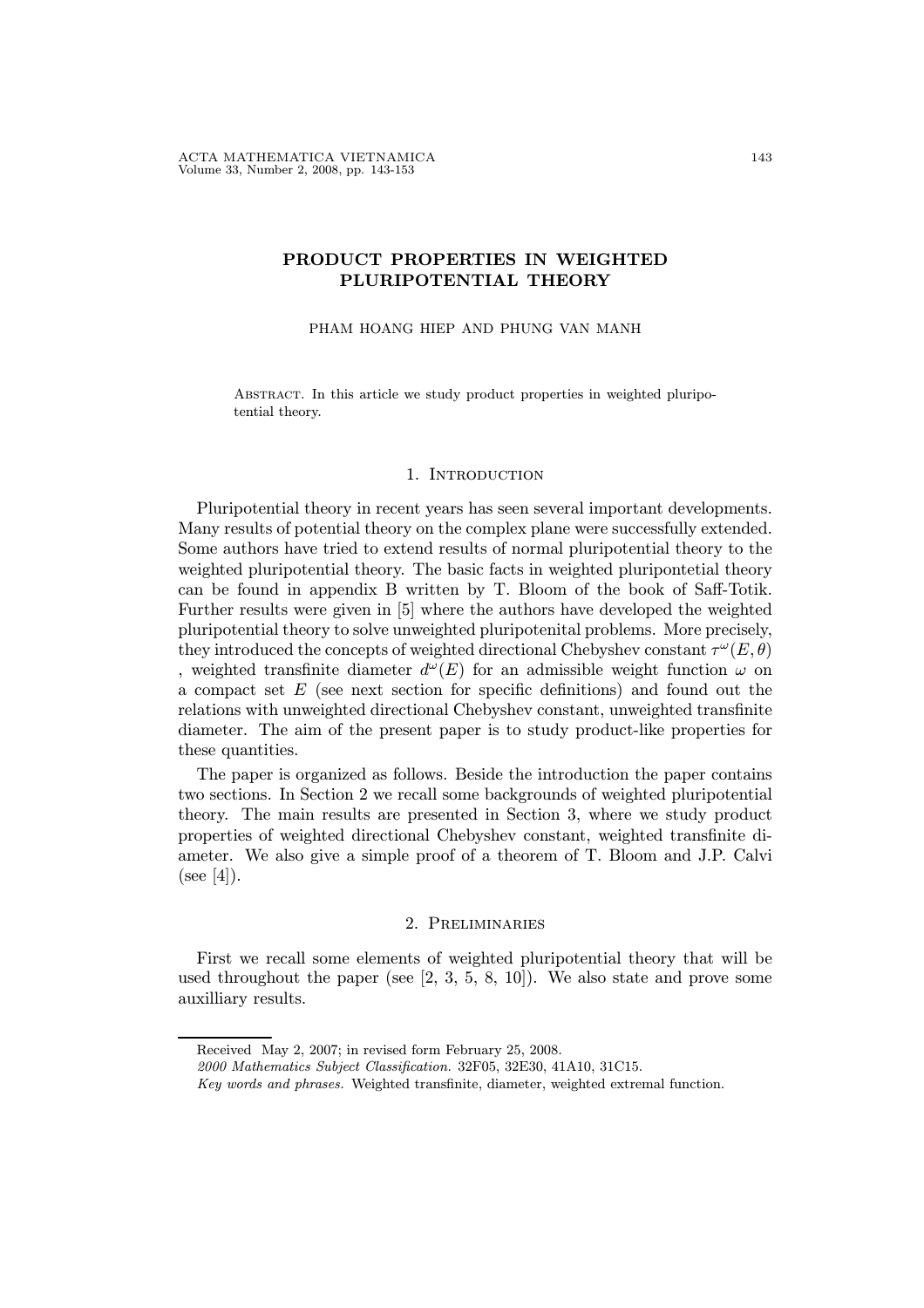# PRODUCT PROPERTIES IN WEIGHTED PLURIPOTENTIAL THEORY

PHAM HOANG HIEP AND PHUNG VAN MANH

Abstract. In this article we study product properties in weighted pluripotential theory.

## 1. Introduction

Pluripotential theory in recent years has seen several important developments. Many results of potential theory on the complex plane were successfully extended. Some authors have tried to extend results of normal pluripotential theory to the weighted pluripotential theory. The basic facts in weighted pluripontetial theory can be found in appendix B written by T. Bloom of the book of Saff-Totik. Further results were given in [5] where the authors have developed the weighted pluripotential theory to solve unweighted pluripotenital problems. More precisely, they introduced the concepts of weighted directional Chebyshev constant $\tau^{\omega}(E, \theta)$ , weighted transfinite diameter $d^{\omega}(E)$ for an admissible weight function $\omega$ on a compact set $E$ (see next section for specific definitions) and found out the relations with unweighted directional Chebyshev constant, unweighted transfinite diameter. The aim of the present paper is to study product-like properties for these quantities.

The paper is organized as follows. Beside the introduction the paper contains two sections. In Section 2 we recall some backgrounds of weighted pluripotential theory. The main results are presented in Section 3, where we study product properties of weighted directional Chebyshev constant, weighted transfinite diameter. We also give a simple proof of a theorem of T. Bloom and J.P. Calvi (see [4]).

## 2. Preliminaries

First we recall some elements of weighted pluripotential theory that will be used throughout the paper (see [2, 3, 5, 8, 10]). We also state and prove some auxilliary results.

---

Received May 2, 2007; in revised form February 25, 2008.

*2000 Mathematics Subject Classification.* 32F05, 32E30, 41A10, 31C15.

*Key words and phrases.* Weighted transfinite, diameter, weighted extremal function.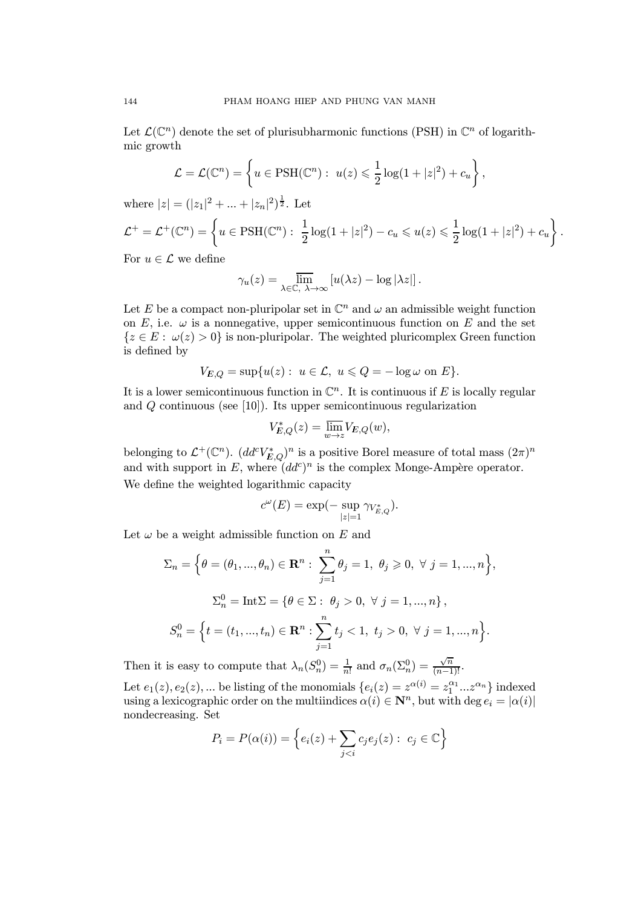Let $\mathcal{L}(\mathbb{C}^n)$ denote the set of plurisubharmonic functions (PSH) in $\mathbb{C}^n$ of logarithmic growth

$$\mathcal{L} = \mathcal{L}(\mathbb{C}^n) = \left\{ u \in \mathrm{PSH}(\mathbb{C}^n) : \ u(z) \leqslant \frac{1}{2}\log(1+|z|^2) + c_u \right\},$$

where $|z| = (|z_1|^2 + ... + |z_n|^2)^{\frac{1}{2}}$. Let

$$\mathcal{L}^+ = \mathcal{L}^+(\mathbb{C}^n) = \left\{ u \in \mathrm{PSH}(\mathbb{C}^n) : \ \frac{1}{2}\log(1+|z|^2) - c_u \leqslant u(z) \leqslant \frac{1}{2}\log(1+|z|^2) + c_u \right\}.$$

For $u \in \mathcal{L}$ we define

$$\gamma_u(z) = \varlimsup_{\lambda \in \mathbb{C},\ \lambda \to \infty} \left[ u(\lambda z) - \log|\lambda z| \right].$$

Let $E$ be a compact non-pluripolar set in $\mathbb{C}^n$ and $\omega$ an admissible weight function on $E$, i.e. $\omega$ is a nonnegative, upper semicontinuous function on $E$ and the set $\{z \in E : \ \omega(z) > 0\}$ is non-pluripolar. The weighted pluricomplex Green function is defined by

$$V_{E,Q} = \sup\{u(z) : \ u \in \mathcal{L}, \ u \leqslant Q = -\log\omega \text{ on } E\}.$$

It is a lower semicontinuous function in $\mathbb{C}^n$. It is continuous if $E$ is locally regular and $Q$ continuous (see [10]). Its upper semicontinuous regularization

$$V^*_{E,Q}(z) = \varlimsup_{w \to z} V_{E,Q}(w),$$

belonging to $\mathcal{L}^+(\mathbb{C}^n)$. $(dd^c V^*_{E,Q})^n$ is a positive Borel measure of total mass $(2\pi)^n$ and with support in $E$, where $(dd^c)^n$ is the complex Monge-Ampère operator.

We define the weighted logarithmic capacity

$$c^\omega(E) = \exp(-\sup_{|z|=1} \gamma_{V^*_{E,Q}}).$$

Let $\omega$ be a weight admissible function on $E$ and

$$\Sigma_n = \Big\{ \theta = (\theta_1, ..., \theta_n) \in \mathbf{R}^n : \ \sum_{j=1}^n \theta_j = 1, \ \theta_j \geqslant 0, \ \forall\ j = 1, ..., n \Big\},$$

$$\Sigma_n^0 = \mathrm{Int}\Sigma = \{\theta \in \Sigma : \ \theta_j > 0, \ \forall\ j = 1, ..., n\},$$

$$S_n^0 = \Big\{ t = (t_1, ..., t_n) \in \mathbf{R}^n : \sum_{j=1}^n t_j < 1, \ t_j > 0, \ \forall\ j = 1, ..., n \Big\}.$$

Then it is easy to compute that $\lambda_n(S_n^0) = \frac{1}{n!}$ and $\sigma_n(\Sigma_n^0) = \frac{\sqrt{n}}{(n-1)!}$.

Let $e_1(z), e_2(z), ...$ be listing of the monomials $\{e_i(z) = z^{\alpha(i)} = z_1^{\alpha_1} ... z^{\alpha_n}\}$ indexed using a lexicographic order on the multiindices $\alpha(i) \in \mathbf{N}^n$, but with $\deg e_i = |\alpha(i)|$ nondecreasing. Set

$$P_i = P(\alpha(i)) = \Big\{ e_i(z) + \sum_{j<i} c_j e_j(z) : \ c_j \in \mathbb{C} \Big\}$$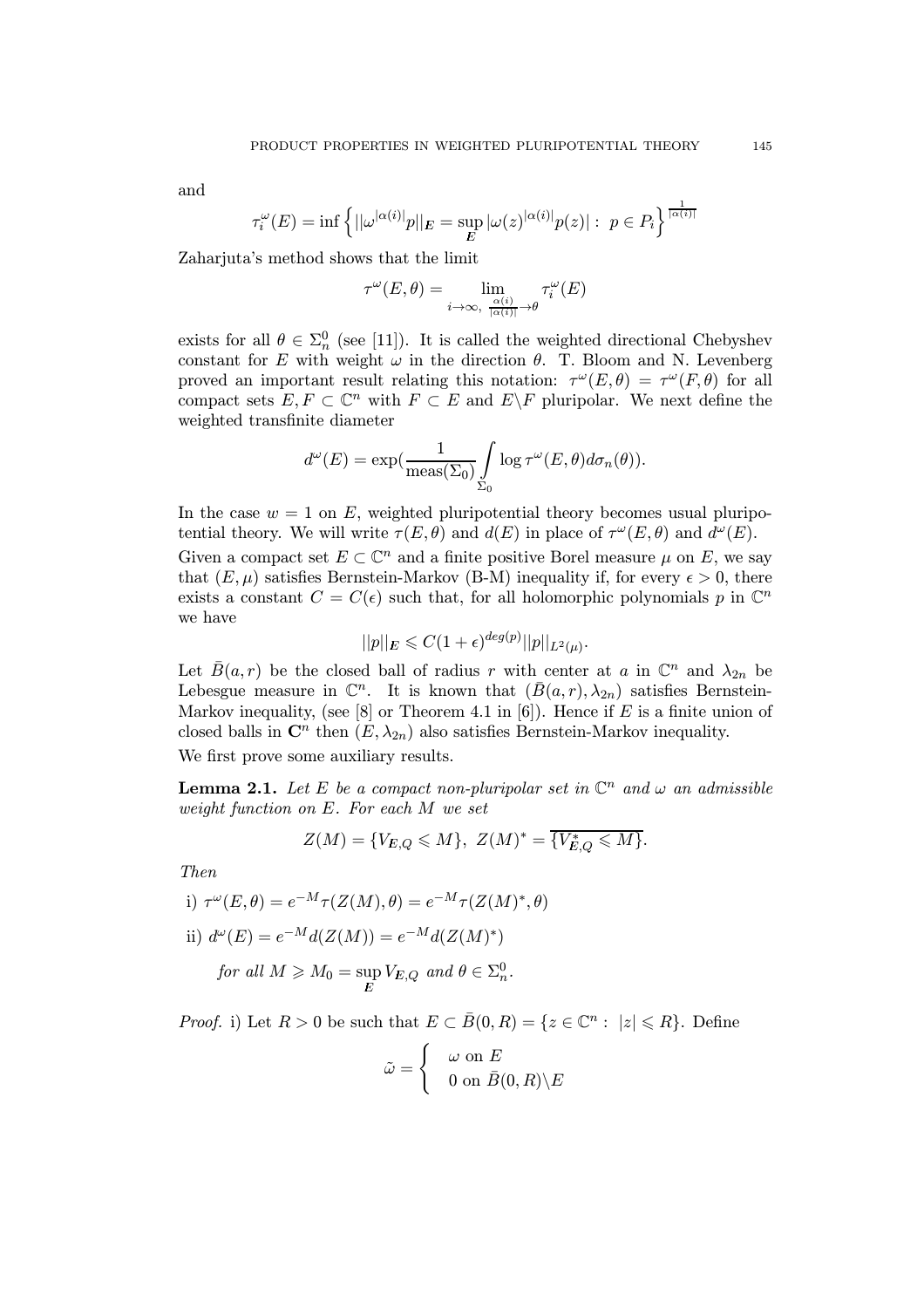and

$$\tau_i^\omega(E) = \inf\left\{ ||\omega^{|\alpha(i)|}p||_E = \sup_E |\omega(z)^{|\alpha(i)|}p(z)| : \ p \in P_i \right\}^{\frac{1}{|\alpha(i)|}}$$

Zaharjuta's method shows that the limit

$$\tau^\omega(E,\theta) = \lim_{i\to\infty,\ \frac{\alpha(i)}{|\alpha(i)|}\to\theta} \tau_i^\omega(E)$$

exists for all $\theta \in \Sigma_n^0$ (see [11]). It is called the weighted directional Chebyshev constant for $E$ with weight $\omega$ in the direction $\theta$. T. Bloom and N. Levenberg proved an important result relating this notation: $\tau^\omega(E,\theta) = \tau^\omega(F,\theta)$ for all compact sets $E, F \subset \mathbb{C}^n$ with $F \subset E$ and $E \backslash F$ pluripolar. We next define the weighted transfinite diameter

$$d^\omega(E) = \exp\Big(\frac{1}{\operatorname{meas}(\Sigma_0)} \int_{\Sigma_0} \log \tau^\omega(E,\theta) d\sigma_n(\theta)\Big).$$

In the case $w = 1$ on $E$, weighted pluripotential theory becomes usual pluripotential theory. We will write $\tau(E,\theta)$ and $d(E)$ in place of $\tau^\omega(E,\theta)$ and $d^\omega(E)$.

Given a compact set $E \subset \mathbb{C}^n$ and a finite positive Borel measure $\mu$ on $E$, we say that $(E,\mu)$ satisfies Bernstein-Markov (B-M) inequality if, for every $\epsilon > 0$, there exists a constant $C = C(\epsilon)$ such that, for all holomorphic polynomials $p$ in $\mathbb{C}^n$ we have

$$||p||_E \leqslant C(1+\epsilon)^{deg(p)} ||p||_{L^2(\mu)}.$$

Let $\bar{B}(a,r)$ be the closed ball of radius $r$ with center at $a$ in $\mathbb{C}^n$ and $\lambda_{2n}$ be Lebesgue measure in $\mathbb{C}^n$. It is known that $(\bar{B}(a,r), \lambda_{2n})$ satisfies Bernstein-Markov inequality, (see [8] or Theorem 4.1 in [6]). Hence if $E$ is a finite union of closed balls in $\mathbf{C}^n$ then $(E, \lambda_{2n})$ also satisfies Bernstein-Markov inequality.

We first prove some auxiliary results.

**Lemma 2.1.** *Let $E$ be a compact non-pluripolar set in $\mathbb{C}^n$ and $\omega$ an admissible weight function on $E$. For each $M$ we set*

$$Z(M) = \{V_{E,Q} \leqslant M\},\ Z(M)^* = \overline{\{V_{E,Q}^* \leqslant M\}}.$$

*Then*

i) $\tau^\omega(E,\theta) = e^{-M}\tau(Z(M),\theta) = e^{-M}\tau(Z(M)^*,\theta)$

ii) $d^\omega(E) = e^{-M}d(Z(M)) = e^{-M}d(Z(M)^*)$

*for all $M \geqslant M_0 = \sup_E V_{E,Q}$ and $\theta \in \Sigma_n^0$.*

*Proof.* i) Let $R > 0$ be such that $E \subset \bar{B}(0,R) = \{z \in \mathbb{C}^n : \ |z| \leqslant R\}$. Define

$$\tilde{\omega} = \begin{cases} \ \omega \text{ on } E \\ \ 0 \text{ on } \bar{B}(0,R)\backslash E \end{cases}$$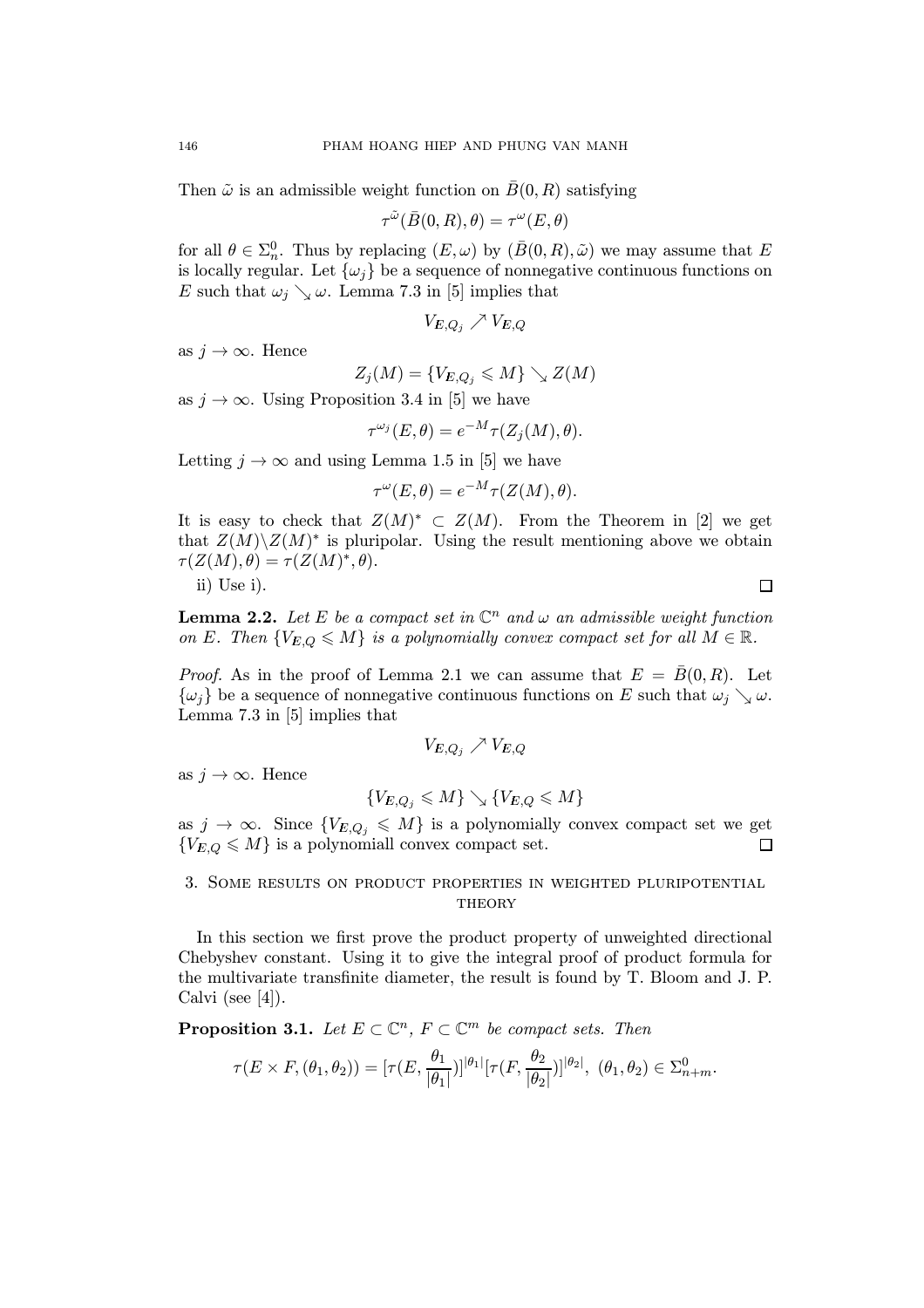Then $\tilde{\omega}$ is an admissible weight function on $\bar{B}(0,R)$ satisfying

$$\tau^{\tilde{\omega}}(\bar{B}(0,R),\theta) = \tau^{\omega}(E,\theta)$$

for all $\theta \in \Sigma_n^0$. Thus by replacing $(E,\omega)$ by $(\bar{B}(0,R),\tilde{\omega})$ we may assume that $E$ is locally regular. Let $\{\omega_j\}$ be a sequence of nonnegative continuous functions on $E$ such that $\omega_j \searrow \omega$. Lemma 7.3 in [5] implies that

$$V_{E,Q_j} \nearrow V_{E,Q}$$

as $j \to \infty$. Hence

$$Z_j(M) = \{V_{E,Q_j} \leqslant M\} \searrow Z(M)$$

as $j \to \infty$. Using Proposition 3.4 in [5] we have

$$\tau^{\omega_j}(E,\theta) = e^{-M}\tau(Z_j(M),\theta).$$

Letting $j \to \infty$ and using Lemma 1.5 in [5] we have

$$\tau^{\omega}(E,\theta) = e^{-M}\tau(Z(M),\theta).$$

It is easy to check that $Z(M)^* \subset Z(M)$. From the Theorem in [2] we get that $Z(M)\backslash Z(M)^*$ is pluripolar. Using the result mentioning above we obtain $\tau(Z(M),\theta) = \tau(Z(M)^*,\theta)$.

ii) Use i). □

**Lemma 2.2.** *Let $E$ be a compact set in $\mathbb{C}^n$ and $\omega$ an admissible weight function on $E$. Then $\{V_{E,Q} \leqslant M\}$ is a polynomially convex compact set for all $M \in \mathbb{R}$.*

*Proof.* As in the proof of Lemma 2.1 we can assume that $E = \bar{B}(0,R)$. Let $\{\omega_j\}$ be a sequence of nonnegative continuous functions on $E$ such that $\omega_j \searrow \omega$. Lemma 7.3 in [5] implies that

$$V_{E,Q_j} \nearrow V_{E,Q}$$

as $j \to \infty$. Hence

$$\{V_{E,Q_j} \leqslant M\} \searrow \{V_{E,Q} \leqslant M\}$$

as $j \to \infty$. Since $\{V_{E,Q_j} \leqslant M\}$ is a polynomially convex compact set we get $\{V_{E,Q} \leqslant M\}$ is a polynomiall convex compact set. □

## 3. Some results on product properties in weighted pluripotential theory

In this section we first prove the product property of unweighted directional Chebyshev constant. Using it to give the integral proof of product formula for the multivariate transfinite diameter, the result is found by T. Bloom and J. P. Calvi (see [4]).

**Proposition 3.1.** *Let $E \subset \mathbb{C}^n$, $F \subset \mathbb{C}^m$ be compact sets. Then*

$$\tau(E \times F, (\theta_1,\theta_2)) = [\tau(E,\frac{\theta_1}{|\theta_1|})]^{|\theta_1|}[\tau(F,\frac{\theta_2}{|\theta_2|})]^{|\theta_2|},\ (\theta_1,\theta_2) \in \Sigma_{n+m}^0.$$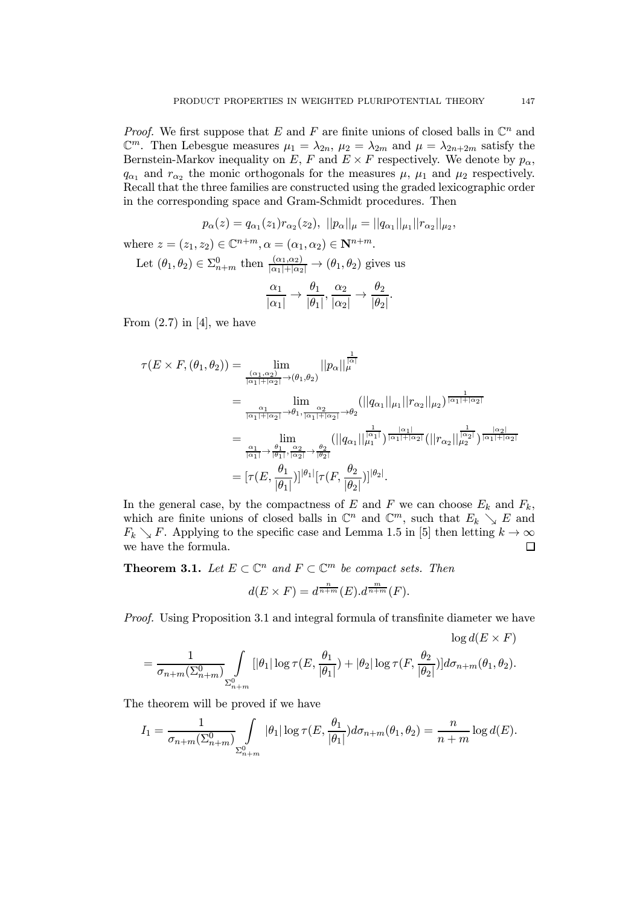*Proof.* We first suppose that $E$ and $F$ are finite unions of closed balls in $\mathbb{C}^n$ and $\mathbb{C}^m$. Then Lebesgue measures $\mu_1 = \lambda_{2n}$, $\mu_2 = \lambda_{2m}$ and $\mu = \lambda_{2n+2m}$ satisfy the Bernstein-Markov inequality on $E$, $F$ and $E \times F$ respectively. We denote by $p_\alpha$, $q_{\alpha_1}$ and $r_{\alpha_2}$ the monic orthogonals for the measures $\mu$, $\mu_1$ and $\mu_2$ respectively. Recall that the three families are constructed using the graded lexicographic order in the corresponding space and Gram-Schmidt procedures. Then

$$p_\alpha(z) = q_{\alpha_1}(z_1) r_{\alpha_2}(z_2),\ ||p_\alpha||_\mu = ||q_{\alpha_1}||_{\mu_1} ||r_{\alpha_2}||_{\mu_2},$$

where $z = (z_1, z_2) \in \mathbb{C}^{n+m}, \alpha = (\alpha_1, \alpha_2) \in \mathbf{N}^{n+m}$.

Let $(\theta_1, \theta_2) \in \Sigma^0_{n+m}$ then $\frac{(\alpha_1,\alpha_2)}{|\alpha_1|+|\alpha_2|} \to (\theta_1, \theta_2)$ gives us

$$\frac{\alpha_1}{|\alpha_1|} \to \frac{\theta_1}{|\theta_1|}, \frac{\alpha_2}{|\alpha_2|} \to \frac{\theta_2}{|\theta_2|}.$$

From (2.7) in [4], we have

$$\begin{aligned}
\tau(E \times F, (\theta_1, \theta_2)) &= \lim_{\frac{(\alpha_1,\alpha_2)}{|\alpha_1|+|\alpha_2|} \to (\theta_1,\theta_2)} ||p_\alpha||_\mu^{\frac{1}{|\alpha|}} \\
&= \lim_{\frac{\alpha_1}{|\alpha_1|+|\alpha_2|} \to \theta_1, \frac{\alpha_2}{|\alpha_1|+|\alpha_2|} \to \theta_2} (||q_{\alpha_1}||_{\mu_1} ||r_{\alpha_2}||_{\mu_2})^{\frac{1}{|\alpha_1|+|\alpha_2|}} \\
&= \lim_{\frac{\alpha_1}{|\alpha_1|} \to \frac{\theta_1}{|\theta_1|}, \frac{\alpha_2}{|\alpha_2|} \to \frac{\theta_2}{|\theta_2|}} (||q_{\alpha_1}||_{\mu_1}^{\frac{1}{|\alpha_1|}})^{\frac{|\alpha_1|}{|\alpha_1|+|\alpha_2|}} (||r_{\alpha_2}||_{\mu_2}^{\frac{1}{|\alpha_2|}})^{\frac{|\alpha_2|}{|\alpha_1|+|\alpha_2|}} \\
&= [\tau(E, \frac{\theta_1}{|\theta_1|})]^{|\theta_1|} [\tau(F, \frac{\theta_2}{|\theta_2|})]^{|\theta_2|}.
\end{aligned}$$

In the general case, by the compactness of $E$ and $F$ we can choose $E_k$ and $F_k$, which are finite unions of closed balls in $\mathbb{C}^n$ and $\mathbb{C}^m$, such that $E_k \searrow E$ and $F_k \searrow F$. Applying to the specific case and Lemma 1.5 in [5] then letting $k \to \infty$ we have the formula. $\square$

**Theorem 3.1.** *Let $E \subset \mathbb{C}^n$ and $F \subset \mathbb{C}^m$ be compact sets. Then*

$$d(E \times F) = d^{\frac{n}{n+m}}(E).d^{\frac{m}{n+m}}(F).$$

*Proof.* Using Proposition 3.1 and integral formula of transfinite diameter we have

$$\log d(E \times F)$$

$$= \frac{1}{\sigma_{n+m}(\Sigma^0_{n+m})} \int_{\Sigma^0_{n+m}} [|\theta_1| \log \tau(E, \frac{\theta_1}{|\theta_1|}) + |\theta_2| \log \tau(F, \frac{\theta_2}{|\theta_2|})] d\sigma_{n+m}(\theta_1, \theta_2).$$

The theorem will be proved if we have

$$I_1 = \frac{1}{\sigma_{n+m}(\Sigma^0_{n+m})} \int_{\Sigma^0_{n+m}} |\theta_1| \log \tau(E, \frac{\theta_1}{|\theta_1|}) d\sigma_{n+m}(\theta_1, \theta_2) = \frac{n}{n+m} \log d(E).$$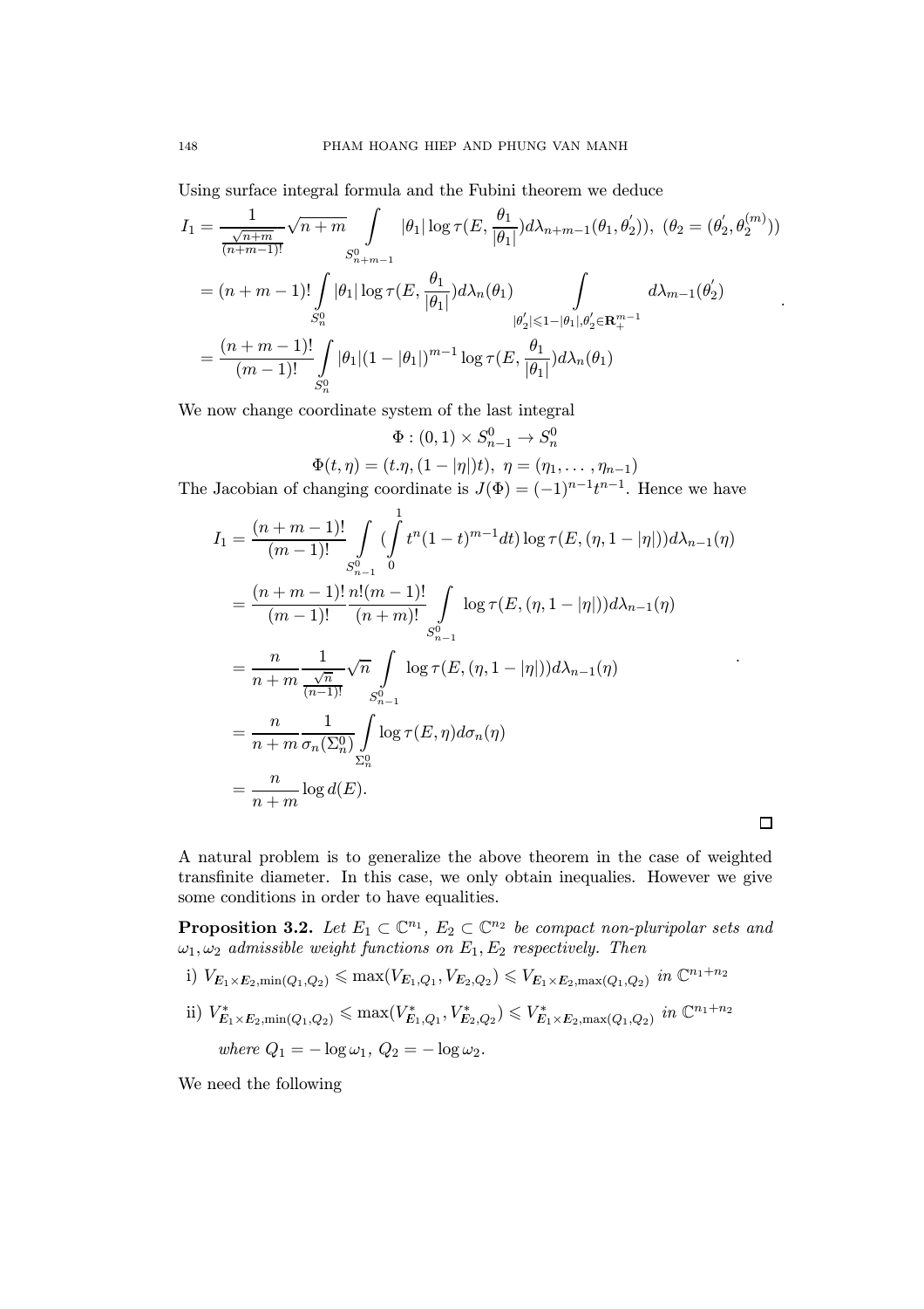Using surface integral formula and the Fubini theorem we deduce

$$
\begin{aligned}
I_1 &= \frac{1}{\frac{\sqrt{n+m}}{(n+m-1)!}}\sqrt{n+m} \int\limits_{S^0_{n+m-1}} |\theta_1| \log \tau(E, \frac{\theta_1}{|\theta_1|}) d\lambda_{n+m-1}(\theta_1, \theta_2^{'})), \ (\theta_2 = (\theta_2^{'}, \theta_2^{(m)})) \\
&= (n+m-1)! \int\limits_{S^0_n} |\theta_1| \log \tau(E, \frac{\theta_1}{|\theta_1|}) d\lambda_n(\theta_1) \int\limits_{|\theta_2^{'}| \leqslant 1-|\theta_1|, \theta_2^{'} \in \mathbf{R}^{m-1}_+} d\lambda_{m-1}(\theta_2^{'}) \\
&= \frac{(n+m-1)!}{(m-1)!} \int\limits_{S^0_n} |\theta_1| (1-|\theta_1|)^{m-1} \log \tau(E, \frac{\theta_1}{|\theta_1|}) d\lambda_n(\theta_1)
\end{aligned}
.
$$

We now change coordinate system of the last integral

$$
\Phi : (0,1) \times S^0_{n-1} \to S^0_n
$$

$$
\Phi(t, \eta) = (t.\eta, (1-|\eta|)t), \ \eta = (\eta_1, \dots, \eta_{n-1})
$$

The Jacobian of changing coordinate is $J(\Phi) = (-1)^{n-1} t^{n-1}$. Hence we have

$$
\begin{aligned}
I_1 &= \frac{(n+m-1)!}{(m-1)!} \int\limits_{S^0_{n-1}} (\int\limits_0^1 t^n (1-t)^{m-1} dt) \log \tau(E, (\eta, 1-|\eta|)) d\lambda_{n-1}(\eta) \\
&= \frac{(n+m-1)!}{(m-1)!} \frac{n!(m-1)!}{(n+m)!} \int\limits_{S^0_{n-1}} \log \tau(E, (\eta, 1-|\eta|)) d\lambda_{n-1}(\eta) \\
&= \frac{n}{n+m} \frac{1}{\frac{\sqrt{n}}{(n-1)!}} \sqrt{n} \int\limits_{S^0_{n-1}} \log \tau(E, (\eta, 1-|\eta|)) d\lambda_{n-1}(\eta) \\
&= \frac{n}{n+m} \frac{1}{\sigma_n(\Sigma^0_n)} \int\limits_{\Sigma^0_n} \log \tau(E, \eta) d\sigma_n(\eta) \\
&= \frac{n}{n+m} \log d(E).
\end{aligned}
.
$$

□

A natural problem is to generalize the above theorem in the case of weighted transfinite diameter. In this case, we only obtain inequalies. However we give some conditions in order to have equalities.

**Proposition 3.2.** *Let $E_1 \subset \mathbb{C}^{n_1}$, $E_2 \subset \mathbb{C}^{n_2}$ be compact non-pluripolar sets and $\omega_1, \omega_2$ admissible weight functions on $E_1, E_2$ respectively. Then*

i) $V_{E_1 \times E_2, \min(Q_1, Q_2)} \leqslant \max(V_{E_1, Q_1}, V_{E_2, Q_2}) \leqslant V_{E_1 \times E_2, \max(Q_1, Q_2)}$ *in* $\mathbb{C}^{n_1+n_2}$

ii) $V^*_{E_1 \times E_2, \min(Q_1, Q_2)} \leqslant \max(V^*_{E_1, Q_1}, V^*_{E_2, Q_2}) \leqslant V^*_{E_1 \times E_2, \max(Q_1, Q_2)}$ *in* $\mathbb{C}^{n_1+n_2}$

*where* $Q_1 = -\log \omega_1$, $Q_2 = -\log \omega_2$.

We need the following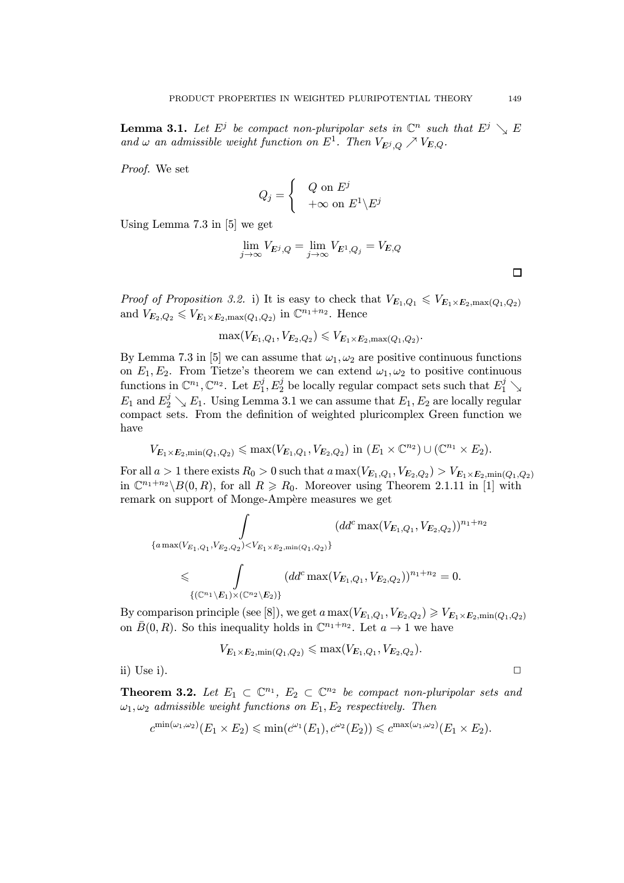**Lemma 3.1.** *Let $E^j$ be compact non-pluripolar sets in $\mathbb{C}^n$ such that $E^j \searrow E$ and $\omega$ an admissible weight function on $E^1$. Then $V_{E^j,Q} \nearrow V_{E,Q}$.*

*Proof.* We set

$$Q_j = \begin{cases} Q \text{ on } E^j \\ +\infty \text{ on } E^1 \backslash E^j \end{cases}$$

Using Lemma 7.3 in [5] we get

$$\lim_{j\to\infty} V_{E^j,Q} = \lim_{j\to\infty} V_{E^1,Q_j} = V_{E,Q}$$

□

*Proof of Proposition 3.2.* i) It is easy to check that $V_{E_1,Q_1} \leqslant V_{E_1\times E_2,\max(Q_1,Q_2)}$ and $V_{E_2,Q_2} \leqslant V_{E_1\times E_2,\max(Q_1,Q_2)}$ in $\mathbb{C}^{n_1+n_2}$. Hence

$$\max(V_{E_1,Q_1}, V_{E_2,Q_2}) \leqslant V_{E_1\times E_2,\max(Q_1,Q_2)}.$$

By Lemma 7.3 in [5] we can assume that $\omega_1, \omega_2$ are positive continuous functions on $E_1, E_2$. From Tietze's theorem we can extend $\omega_1, \omega_2$ to positive continuous functions in $\mathbb{C}^{n_1}, \mathbb{C}^{n_2}$. Let $E_1^j, E_2^j$ be locally regular compact sets such that $E_1^j \searrow E_1$ and $E_2^j \searrow E_1$. Using Lemma 3.1 we can assume that $E_1, E_2$ are locally regular compact sets. From the definition of weighted pluricomplex Green function we have

$$V_{E_1\times E_2,\min(Q_1,Q_2)} \leqslant \max(V_{E_1,Q_1}, V_{E_2,Q_2}) \text{ in } (E_1 \times \mathbb{C}^{n_2}) \cup (\mathbb{C}^{n_1} \times E_2).$$

For all $a > 1$ there exists $R_0 > 0$ such that $a\max(V_{E_1,Q_1}, V_{E_2,Q_2}) > V_{E_1\times E_2,\min(Q_1,Q_2)}$ in $\mathbb{C}^{n_1+n_2}\backslash B(0,R)$, for all $R \geqslant R_0$. Moreover using Theorem 2.1.11 in [1] with remark on support of Monge-Ampère measures we get

$$\int\limits_{\{a\max(V_{E_1,Q_1},V_{E_2,Q_2})<V_{E_1\times E_2,\min(Q_1,Q_2)}\}} (dd^c \max(V_{E_1,Q_1}, V_{E_2,Q_2}))^{n_1+n_2}$$

$$\leqslant \int\limits_{\{(\mathbb{C}^{n_1}\backslash E_1)\times(\mathbb{C}^{n_2}\backslash E_2)\}} (dd^c \max(V_{E_1,Q_1}, V_{E_2,Q_2}))^{n_1+n_2} = 0.$$

By comparison principle (see [8]), we get $a\max(V_{E_1,Q_1}, V_{E_2,Q_2}) \geqslant V_{E_1\times E_2,\min(Q_1,Q_2)}$ on $\bar{B}(0,R)$. So this inequality holds in $\mathbb{C}^{n_1+n_2}$. Let $a \to 1$ we have

$$V_{E_1\times E_2,\min(Q_1,Q_2)} \leqslant \max(V_{E_1,Q_1}, V_{E_2,Q_2}).$$

ii) Use i). □

**Theorem 3.2.** *Let $E_1 \subset \mathbb{C}^{n_1}$, $E_2 \subset \mathbb{C}^{n_2}$ be compact non-pluripolar sets and $\omega_1, \omega_2$ admissible weight functions on $E_1, E_2$ respectively. Then*

$$c^{\min(\omega_1,\omega_2)}(E_1 \times E_2) \leqslant \min(c^{\omega_1}(E_1), c^{\omega_2}(E_2)) \leqslant c^{\max(\omega_1,\omega_2)}(E_1 \times E_2).$$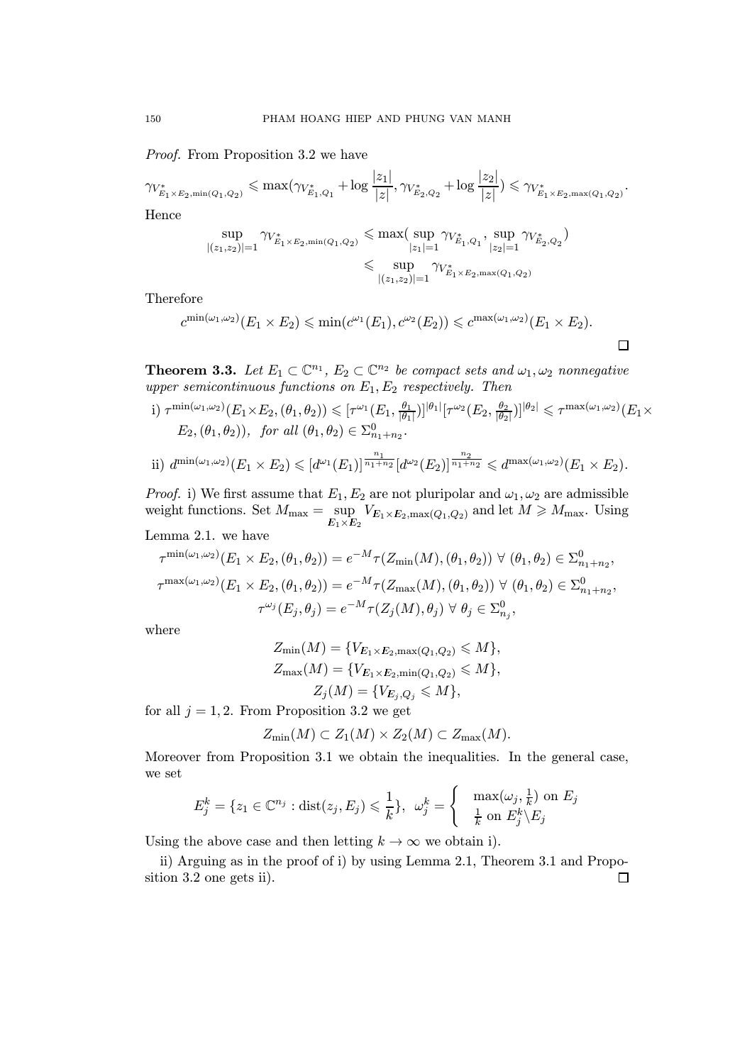*Proof.* From Proposition 3.2 we have

$$\gamma_{V^*_{E_1\times E_2,\min(Q_1,Q_2)}} \leqslant \max(\gamma_{V^*_{E_1,Q_1}} + \log\frac{|z_1|}{|z|}, \gamma_{V^*_{E_2,Q_2}} + \log\frac{|z_2|}{|z|}) \leqslant \gamma_{V^*_{E_1\times E_2,\max(Q_1,Q_2)}}.$$

Hence

$$\begin{aligned}\sup_{|(z_1,z_2)|=1} \gamma_{V^*_{E_1\times E_2,\min(Q_1,Q_2)}} &\leqslant \max(\sup_{|z_1|=1}\gamma_{V^*_{E_1,Q_1}}, \sup_{|z_2|=1}\gamma_{V^*_{E_2,Q_2}})\\ &\leqslant \sup_{|(z_1,z_2)|=1}\gamma_{V^*_{E_1\times E_2,\max(Q_1,Q_2)}}\end{aligned}$$

Therefore

$$c^{\min(\omega_1,\omega_2)}(E_1\times E_2) \leqslant \min(c^{\omega_1}(E_1), c^{\omega_2}(E_2)) \leqslant c^{\max(\omega_1,\omega_2)}(E_1\times E_2).$$

□

**Theorem 3.3.** *Let $E_1 \subset \mathbb{C}^{n_1}$, $E_2 \subset \mathbb{C}^{n_2}$ be compact sets and $\omega_1, \omega_2$ nonnegative upper semicontinuous functions on $E_1, E_2$ respectively. Then*

i) $\tau^{\min(\omega_1,\omega_2)}(E_1\times E_2,(\theta_1,\theta_2)) \leqslant [\tau^{\omega_1}(E_1,\frac{\theta_1}{|\theta_1|})]^{|\theta_1|}[\tau^{\omega_2}(E_2,\frac{\theta_2}{|\theta_2|})]^{|\theta_2|} \leqslant \tau^{\max(\omega_1,\omega_2)}(E_1\times E_2,(\theta_1,\theta_2))$, *for all* $(\theta_1,\theta_2)\in\Sigma^0_{n_1+n_2}$.

ii) $d^{\min(\omega_1,\omega_2)}(E_1\times E_2) \leqslant [d^{\omega_1}(E_1)]^{\frac{n_1}{n_1+n_2}}[d^{\omega_2}(E_2)]^{\frac{n_2}{n_1+n_2}} \leqslant d^{\max(\omega_1,\omega_2)}(E_1\times E_2)$.

*Proof.* i) We first assume that $E_1, E_2$ are not pluripolar and $\omega_1, \omega_2$ are admissible weight functions. Set $M_{\max} = \sup\limits_{E_1\times E_2} V_{E_1\times E_2,\max(Q_1,Q_2)}$ and let $M \geqslant M_{\max}$. Using Lemma 2.1. we have

$$\tau^{\min(\omega_1,\omega_2)}(E_1\times E_2,(\theta_1,\theta_2)) = e^{-M}\tau(Z_{\min}(M),(\theta_1,\theta_2))\ \forall\ (\theta_1,\theta_2)\in\Sigma^0_{n_1+n_2},$$

$$\tau^{\max(\omega_1,\omega_2)}(E_1\times E_2,(\theta_1,\theta_2)) = e^{-M}\tau(Z_{\max}(M),(\theta_1,\theta_2))\ \forall\ (\theta_1,\theta_2)\in\Sigma^0_{n_1+n_2},$$

$$\tau^{\omega_j}(E_j,\theta_j) = e^{-M}\tau(Z_j(M),\theta_j)\ \forall\ \theta_j\in\Sigma^0_{n_j},$$

where

$$Z_{\min}(M) = \{V_{E_1\times E_2,\max(Q_1,Q_2)} \leqslant M\},$$
$$Z_{\max}(M) = \{V_{E_1\times E_2,\min(Q_1,Q_2)} \leqslant M\},$$
$$Z_j(M) = \{V_{E_j,Q_j} \leqslant M\},$$

for all $j = 1, 2$. From Proposition 3.2 we get

$$Z_{\min}(M) \subset Z_1(M)\times Z_2(M) \subset Z_{\max}(M).$$

Moreover from Proposition 3.1 we obtain the inequalities. In the general case, we set

$$E_j^k = \{z_1 \in \mathbb{C}^{n_j} : \operatorname{dist}(z_j, E_j) \leqslant \frac{1}{k}\},\ \ \omega_j^k = \begin{cases} \max(\omega_j, \frac{1}{k}) \text{ on } E_j \\ \frac{1}{k} \text{ on } E_j^k\backslash E_j \end{cases}$$

Using the above case and then letting $k\to\infty$ we obtain i).

ii) Arguing as in the proof of i) by using Lemma 2.1, Theorem 3.1 and Proposition 3.2 one gets ii). □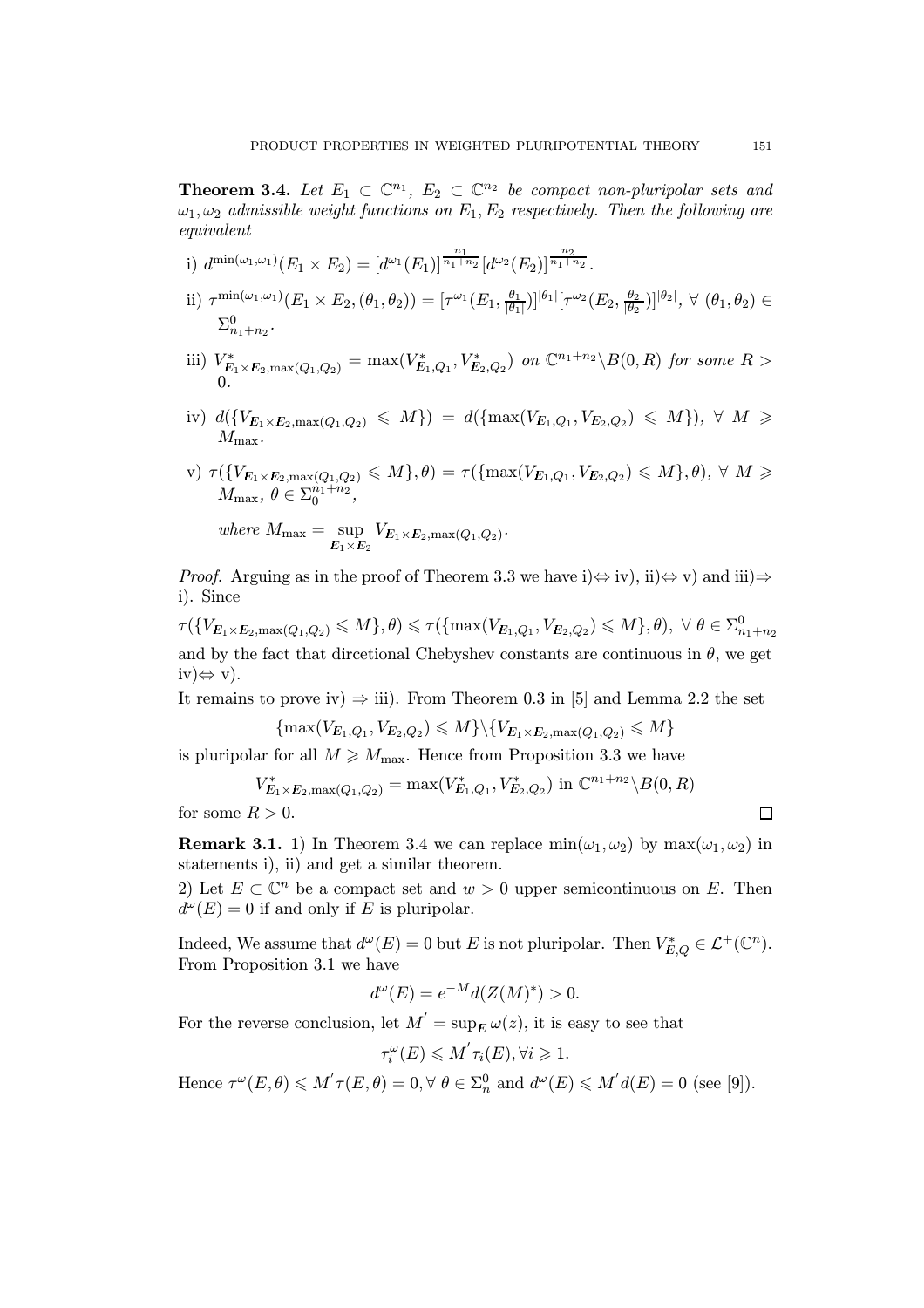**Theorem 3.4.** *Let $E_1 \subset \mathbb{C}^{n_1}$, $E_2 \subset \mathbb{C}^{n_2}$ be compact non-pluripolar sets and $\omega_1, \omega_2$ admissible weight functions on $E_1, E_2$ respectively. Then the following are equivalent*

i) $d^{\min(\omega_1,\omega_1)}(E_1 \times E_2) = [d^{\omega_1}(E_1)]^{\frac{n_1}{n_1+n_2}}[d^{\omega_2}(E_2)]^{\frac{n_2}{n_1+n_2}}$.

ii) $\tau^{\min(\omega_1,\omega_1)}(E_1 \times E_2, (\theta_1,\theta_2)) = [\tau^{\omega_1}(E_1, \frac{\theta_1}{|\theta_1|})]^{|\theta_1|}[\tau^{\omega_2}(E_2, \frac{\theta_2}{|\theta_2|})]^{|\theta_2|}$, $\forall\ (\theta_1,\theta_2) \in \Sigma^0_{n_1+n_2}$.

iii) $V^*_{E_1\times E_2,\max(Q_1,Q_2)} = \max(V^*_{E_1,Q_1}, V^*_{E_2,Q_2})$ *on* $\mathbb{C}^{n_1+n_2}\backslash B(0,R)$ *for some* $R > 0$.

iv) $d(\{V_{E_1\times E_2,\max(Q_1,Q_2)} \leqslant M\}) = d(\{\max(V_{E_1,Q_1}, V_{E_2,Q_2}) \leqslant M\})$, $\forall\ M \geqslant M_{\max}$.

v) $\tau(\{V_{E_1\times E_2,\max(Q_1,Q_2)} \leqslant M\},\theta) = \tau(\{\max(V_{E_1,Q_1}, V_{E_2,Q_2}) \leqslant M\},\theta)$, $\forall\ M \geqslant M_{\max}$, $\theta \in \Sigma_0^{n_1+n_2}$,

*where* $M_{\max} = \sup\limits_{E_1\times E_2} V_{E_1\times E_2,\max(Q_1,Q_2)}$.

*Proof.* Arguing as in the proof of Theorem 3.3 we have i)$\Leftrightarrow$ iv), ii)$\Leftrightarrow$ v) and iii)$\Rightarrow$ i). Since

$\tau(\{V_{E_1\times E_2,\max(Q_1,Q_2)} \leqslant M\},\theta) \leqslant \tau(\{\max(V_{E_1,Q_1}, V_{E_2,Q_2}) \leqslant M\},\theta)$, $\forall\ \theta \in \Sigma^0_{n_1+n_2}$

and by the fact that dircetional Chebyshev constants are continuous in $\theta$, we get iv)$\Leftrightarrow$ v).

It remains to prove iv) $\Rightarrow$ iii). From Theorem 0.3 in [5] and Lemma 2.2 the set

$$\{\max(V_{E_1,Q_1}, V_{E_2,Q_2}) \leqslant M\}\backslash\{V_{E_1\times E_2,\max(Q_1,Q_2)} \leqslant M\}$$

is pluripolar for all $M \geqslant M_{\max}$. Hence from Proposition 3.3 we have

$$V^*_{E_1\times E_2,\max(Q_1,Q_2)} = \max(V^*_{E_1,Q_1}, V^*_{E_2,Q_2}) \text{ in } \mathbb{C}^{n_1+n_2}\backslash B(0,R)$$

for some $R > 0$. ∎

**Remark 3.1.** 1) In Theorem 3.4 we can replace $\min(\omega_1,\omega_2)$ by $\max(\omega_1,\omega_2)$ in statements i), ii) and get a similar theorem.

2) Let $E \subset \mathbb{C}^n$ be a compact set and $w > 0$ upper semicontinuous on $E$. Then $d^\omega(E) = 0$ if and only if $E$ is pluripolar.

Indeed, We assume that $d^\omega(E) = 0$ but $E$ is not pluripolar. Then $V^*_{E,Q} \in \mathcal{L}^+(\mathbb{C}^n)$. From Proposition 3.1 we have

$$d^\omega(E) = e^{-M}d(Z(M)^*) > 0.$$

For the reverse conclusion, let $M' = \sup_E \omega(z)$, it is easy to see that

$$\tau^\omega_i(E) \leqslant M'\tau_i(E), \forall i \geqslant 1.$$

Hence $\tau^\omega(E,\theta) \leqslant M'\tau(E,\theta) = 0, \forall\ \theta \in \Sigma^0_n$ and $d^\omega(E) \leqslant M'd(E) = 0$ (see [9]).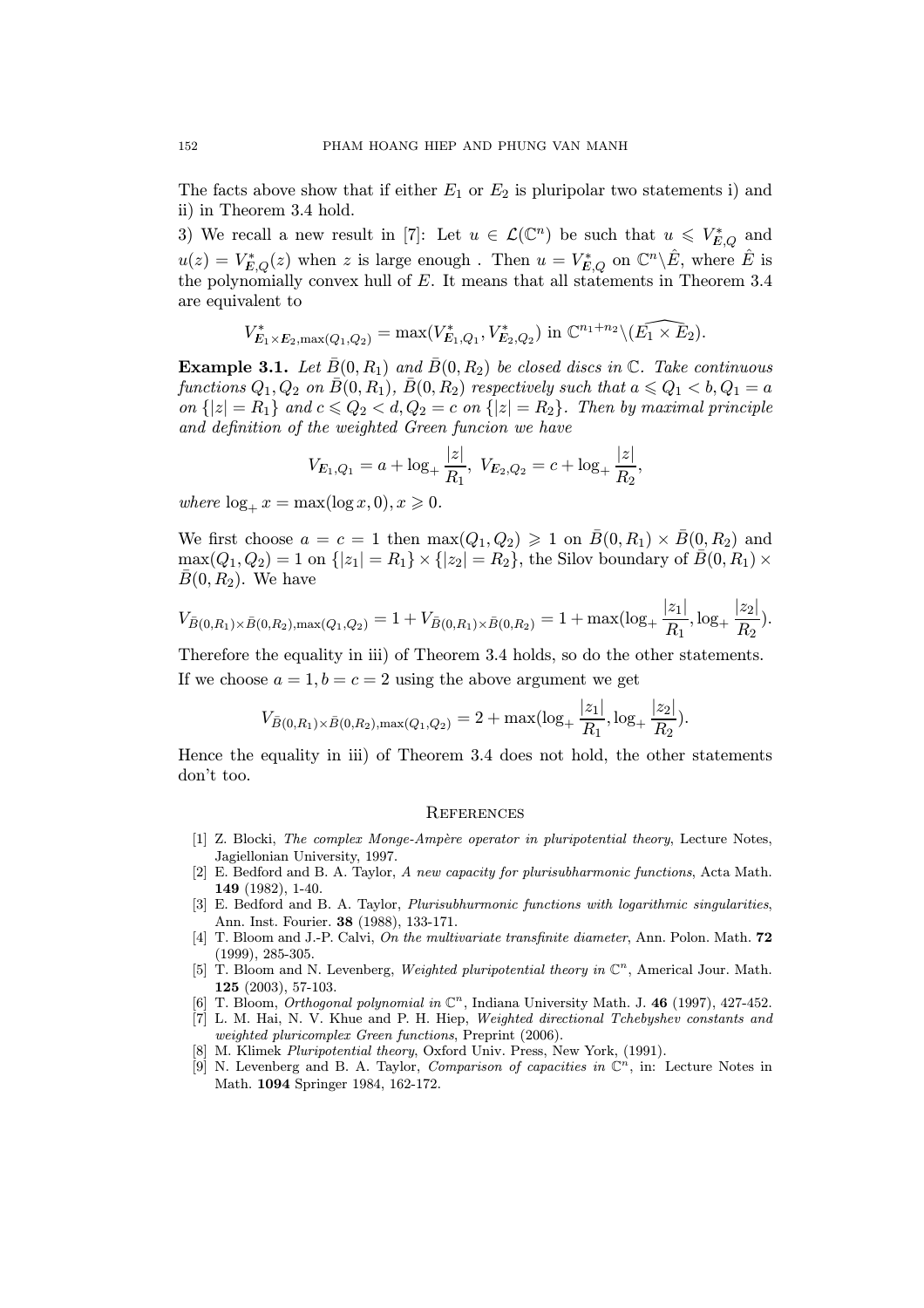The facts above show that if either $E_1$ or $E_2$ is pluripolar two statements i) and ii) in Theorem 3.4 hold.

3) We recall a new result in [7]: Let $u \in \mathcal{L}(\mathbb{C}^n)$ be such that $u \leqslant V^*_{E,Q}$ and $u(z) = V^*_{E,Q}(z)$ when $z$ is large enough . Then $u = V^*_{E,Q}$ on $\mathbb{C}^n \backslash \hat{E}$, where $\hat{E}$ is the polynomially convex hull of $E$. It means that all statements in Theorem 3.4 are equivalent to

$$V^*_{E_1 \times E_2, \max(Q_1,Q_2)} = \max(V^*_{E_1,Q_1}, V^*_{E_2,Q_2}) \text{ in } \mathbb{C}^{n_1+n_2} \backslash (\widehat{E_1 \times E_2}).$$

**Example 3.1.** *Let $\bar{B}(0, R_1)$ and $\bar{B}(0, R_2)$ be closed discs in $\mathbb{C}$. Take continuous functions $Q_1, Q_2$ on $\bar{B}(0, R_1)$, $\bar{B}(0, R_2)$ respectively such that $a \leqslant Q_1 < b, Q_1 = a$ on $\{|z| = R_1\}$ and $c \leqslant Q_2 < d, Q_2 = c$ on $\{|z| = R_2\}$. Then by maximal principle and definition of the weighted Green funcion we have*

$$V_{E_1,Q_1} = a + \log_+ \frac{|z|}{R_1}, \ V_{E_2,Q_2} = c + \log_+ \frac{|z|}{R_2},$$

*where* $\log_+ x = \max(\log x, 0), x \geqslant 0$.

We first choose $a = c = 1$ then $\max(Q_1, Q_2) \geqslant 1$ on $\bar{B}(0, R_1) \times \bar{B}(0, R_2)$ and $\max(Q_1, Q_2) = 1$ on $\{|z_1| = R_1\} \times \{|z_2| = R_2\}$, the Silov boundary of $\bar{B}(0, R_1) \times \bar{B}(0, R_2)$. We have

$$V_{\bar{B}(0,R_1)\times\bar{B}(0,R_2),\max(Q_1,Q_2)} = 1 + V_{\bar{B}(0,R_1)\times\bar{B}(0,R_2)} = 1 + \max(\log_+ \frac{|z_1|}{R_1}, \log_+ \frac{|z_2|}{R_2}).$$

Therefore the equality in iii) of Theorem 3.4 holds, so do the other statements.

If we choose $a = 1, b = c = 2$ using the above argument we get

$$V_{\bar{B}(0,R_1)\times\bar{B}(0,R_2),\max(Q_1,Q_2)} = 2 + \max(\log_+ \frac{|z_1|}{R_1}, \log_+ \frac{|z_2|}{R_2}).$$

Hence the equality in iii) of Theorem 3.4 does not hold, the other statements don't too.

## References

[1] Z. Blocki, *The complex Monge-Ampère operator in pluripotential theory*, Lecture Notes, Jagiellonian University, 1997.

[2] E. Bedford and B. A. Taylor, *A new capacity for plurisubharmonic functions*, Acta Math. **149** (1982), 1-40.

[3] E. Bedford and B. A. Taylor, *Plurisubhurmonic functions with logarithmic singularities*, Ann. Inst. Fourier. **38** (1988), 133-171.

[4] T. Bloom and J.-P. Calvi, *On the multivariate transfinite diameter*, Ann. Polon. Math. **72** (1999), 285-305.

[5] T. Bloom and N. Levenberg, *Weighted pluripotential theory in $\mathbb{C}^n$*, Americal Jour. Math. **125** (2003), 57-103.

[6] T. Bloom, *Orthogonal polynomial in $\mathbb{C}^n$*, Indiana University Math. J. **46** (1997), 427-452.

[7] L. M. Hai, N. V. Khue and P. H. Hiep, *Weighted directional Tchebyshev constants and weighted pluricomplex Green functions*, Preprint (2006).

[8] M. Klimek *Pluripotential theory*, Oxford Univ. Press, New York, (1991).

[9] N. Levenberg and B. A. Taylor, *Comparison of capacities in $\mathbb{C}^n$*, in: Lecture Notes in Math. **1094** Springer 1984, 162-172.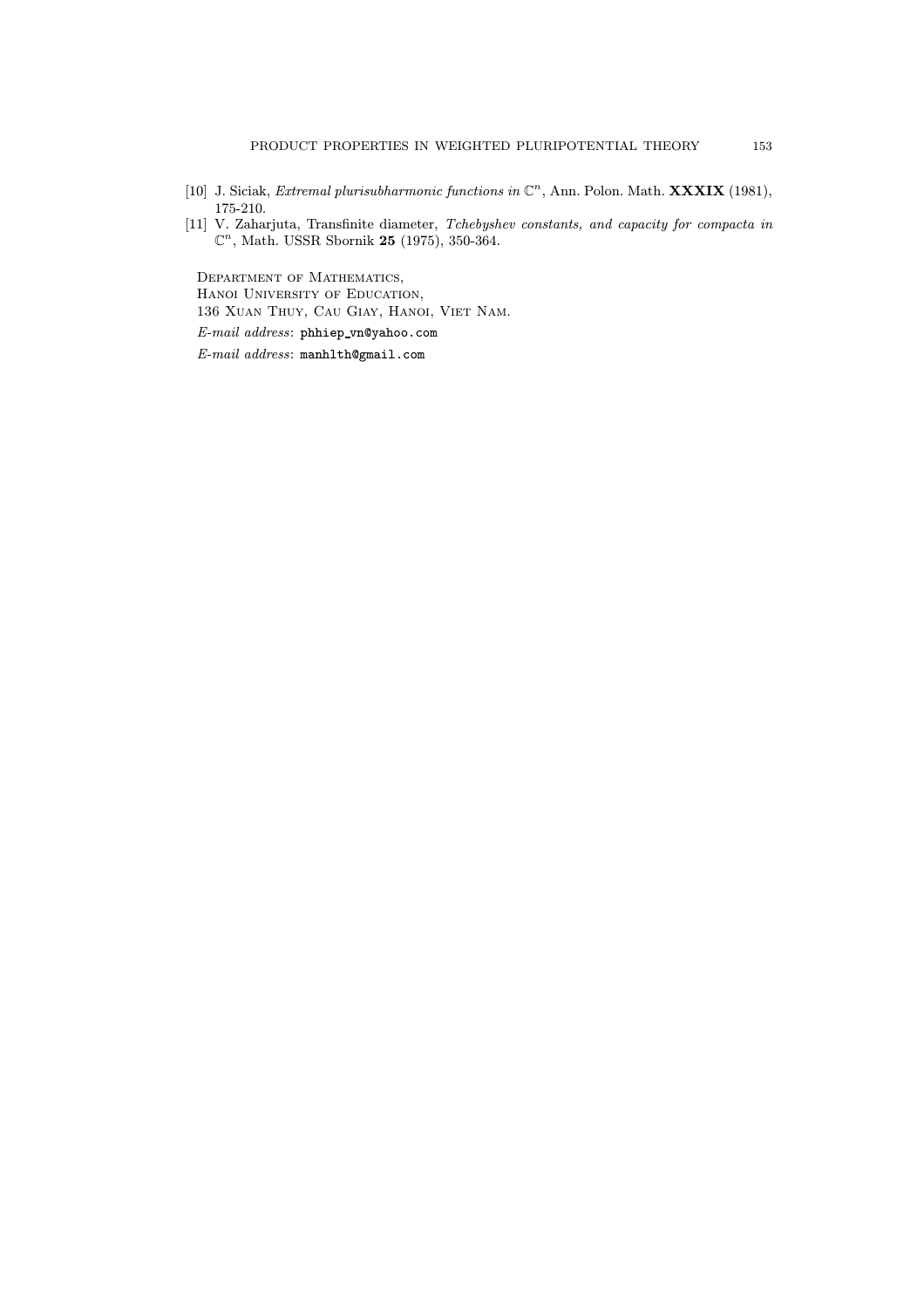[10] J. Siciak, *Extremal plurisubharmonic functions in* $\mathbb{C}^n$, Ann. Polon. Math. **XXXIX** (1981), 175-210.

[11] V. Zaharjuta, Transfinite diameter, *Tchebyshev constants, and capacity for compacta in* $\mathbb{C}^n$, Math. USSR Sbornik **25** (1975), 350-364.

Department of Mathematics,
Hanoi University of Education,
136 Xuan Thuy, Cau Giay, Hanoi, Viet Nam.

*E-mail address*: phhiep_vn@yahoo.com

*E-mail address*: manhlth@gmail.com